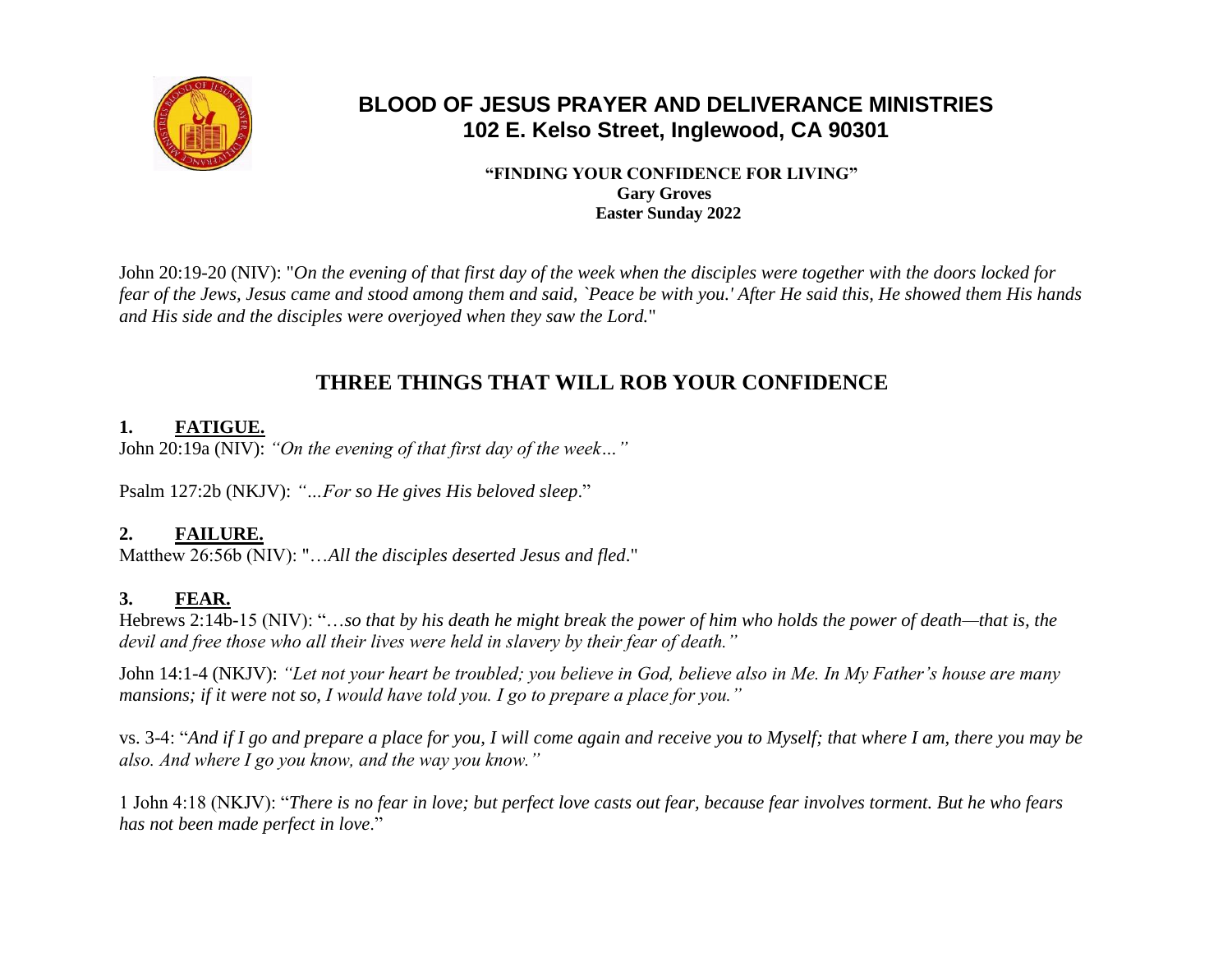# BLOOD OF JESUS PRAYER AND DELIVERANCE MINISTRIES
## 102 E. Kelso Street, Inglewood, CA 90301

**"FINDING YOUR CONFIDENCE FOR LIVING"**
**Gary Groves**
**Easter Sunday 2022**

John 20:19-20 (NIV): "*On the evening of that first day of the week when the disciples were together with the doors locked for fear of the Jews, Jesus came and stood among them and said, `Peace be with you.' After He said this, He showed them His hands and His side and the disciples were overjoyed when they saw the Lord.*"

## THREE THINGS THAT WILL ROB YOUR CONFIDENCE

### 1. FATIGUE.

John 20:19a (NIV): *"On the evening of that first day of the week…"*

Psalm 127:2b (NKJV): *"…For so He gives His beloved sleep*."

### 2. FAILURE.

Matthew 26:56b (NIV): "*…All the disciples deserted Jesus and fled*."

### 3. FEAR.

Hebrews 2:14b-15 (NIV): "*…so that by his death he might break the power of him who holds the power of death—that is, the devil and free those who all their lives were held in slavery by their fear of death."*

John 14:1-4 (NKJV): *"Let not your heart be troubled; you believe in God, believe also in Me. In My Father's house are many mansions; if it were not so, I would have told you. I go to prepare a place for you."*

vs. 3-4: "*And if I go and prepare a place for you, I will come again and receive you to Myself; that where I am, there you may be also. And where I go you know, and the way you know."*

1 John 4:18 (NKJV): "*There is no fear in love; but perfect love casts out fear, because fear involves torment. But he who fears has not been made perfect in love*."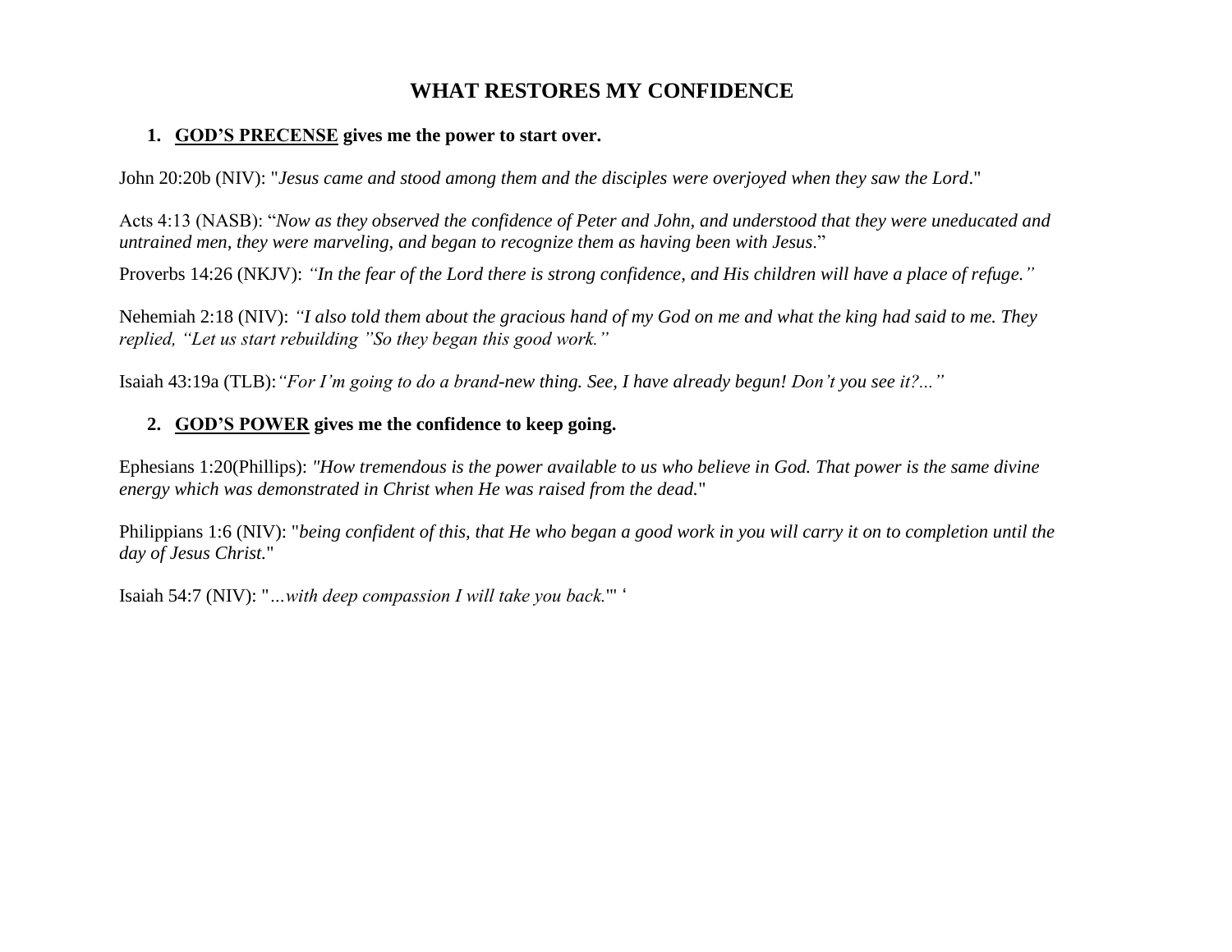## WHAT RESTORES MY CONFIDENCE

1. **<u>GOD'S PRECENSE</u> gives me the power to start over.**

John 20:20b (NIV): "*Jesus came and stood among them and the disciples were overjoyed when they saw the Lord*."

Acts 4:13 (NASB): "*Now as they observed the confidence of Peter and John, and understood that they were uneducated and untrained men, they were marveling, and began to recognize them as having been with Jesus*."

Proverbs 14:26 (NKJV): *"In the fear of the Lord there is strong confidence, and His children will have a place of refuge."*

Nehemiah 2:18 (NIV): *"I also told them about the gracious hand of my God on me and what the king had said to me. They replied, "Let us start rebuilding "So they began this good work."*

Isaiah 43:19a (TLB):*"For I'm going to do a brand-new thing. See, I have already begun! Don't you see it?..."*

2. **<u>GOD'S POWER</u> gives me the confidence to keep going.**

Ephesians 1:20(Phillips): *"How tremendous is the power available to us who believe in God. That power is the same divine energy which was demonstrated in Christ when He was raised from the dead."*

Philippians 1:6 (NIV): "*being confident of this, that He who began a good work in you will carry it on to completion until the day of Jesus Christ.*"

Isaiah 54:7 (NIV): "*...with deep compassion I will take you back.*"' '